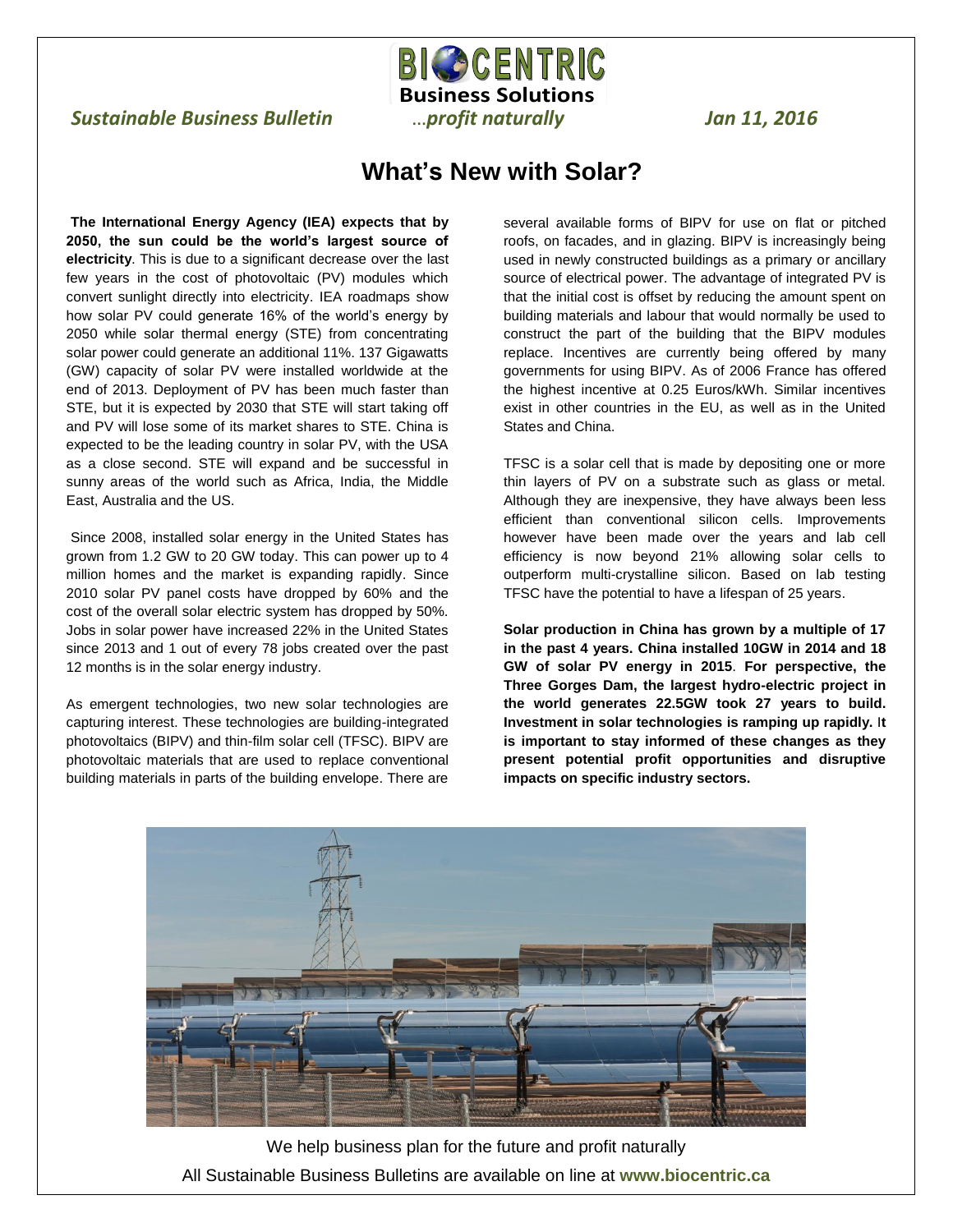# BIOCENTRIC Business Solutions

*Sustainable Business Bulletin* …*profit naturally* *Jan 11, 2016*

## What's New with Solar?

**The International Energy Agency (IEA) expects that by 2050, the sun could be the world's largest source of electricity**. This is due to a significant decrease over the last few years in the cost of photovoltaic (PV) modules which convert sunlight directly into electricity. IEA roadmaps show how solar PV could generate 16% of the world's energy by 2050 while solar thermal energy (STE) from concentrating solar power could generate an additional 11%. 137 Gigawatts (GW) capacity of solar PV were installed worldwide at the end of 2013. Deployment of PV has been much faster than STE, but it is expected by 2030 that STE will start taking off and PV will lose some of its market shares to STE. China is expected to be the leading country in solar PV, with the USA as a close second. STE will expand and be successful in sunny areas of the world such as Africa, India, the Middle East, Australia and the US.

Since 2008, installed solar energy in the United States has grown from 1.2 GW to 20 GW today. This can power up to 4 million homes and the market is expanding rapidly. Since 2010 solar PV panel costs have dropped by 60% and the cost of the overall solar electric system has dropped by 50%. Jobs in solar power have increased 22% in the United States since 2013 and 1 out of every 78 jobs created over the past 12 months is in the solar energy industry.

As emergent technologies, two new solar technologies are capturing interest. These technologies are building-integrated photovoltaics (BIPV) and thin-film solar cell (TFSC). BIPV are photovoltaic materials that are used to replace conventional building materials in parts of the building envelope. There are several available forms of BIPV for use on flat or pitched roofs, on facades, and in glazing. BIPV is increasingly being used in newly constructed buildings as a primary or ancillary source of electrical power. The advantage of integrated PV is that the initial cost is offset by reducing the amount spent on building materials and labour that would normally be used to construct the part of the building that the BIPV modules replace. Incentives are currently being offered by many governments for using BIPV. As of 2006 France has offered the highest incentive at 0.25 Euros/kWh. Similar incentives exist in other countries in the EU, as well as in the United States and China.

TFSC is a solar cell that is made by depositing one or more thin layers of PV on a substrate such as glass or metal. Although they are inexpensive, they have always been less efficient than conventional silicon cells. Improvements however have been made over the years and lab cell efficiency is now beyond 21% allowing solar cells to outperform multi-crystalline silicon. Based on lab testing TFSC have the potential to have a lifespan of 25 years.

**Solar production in China has grown by a multiple of 17 in the past 4 years. China installed 10GW in 2014 and 18 GW of solar PV energy in 2015**. **For perspective, the Three Gorges Dam, the largest hydro-electric project in the world generates 22.5GW took 27 years to build. Investment in solar technologies is ramping up rapidly. It is important to stay informed of these changes as they present potential profit opportunities and disruptive impacts on specific industry sectors.**

We help business plan for the future and profit naturally

All Sustainable Business Bulletins are available on line at **www.biocentric.ca**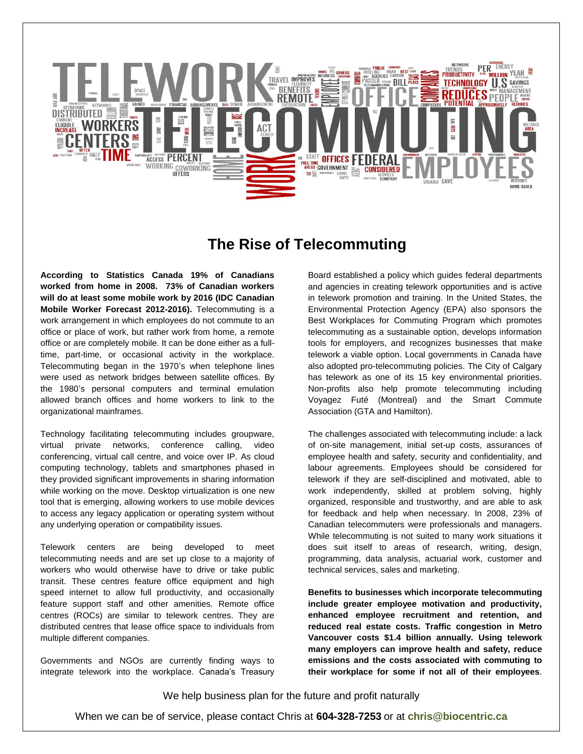# The Rise of Telecommuting

**According to Statistics Canada 19% of Canadians worked from home in 2008. 73% of Canadian workers will do at least some mobile work by 2016 (IDC Canadian Mobile Worker Forecast 2012-2016).** Telecommuting is a work arrangement in which employees do not commute to an office or place of work, but rather work from home, a remote office or are completely mobile. It can be done either as a full-time, part-time, or occasional activity in the workplace. Telecommuting began in the 1970's when telephone lines were used as network bridges between satellite offices. By the 1980's personal computers and terminal emulation allowed branch offices and home workers to link to the organizational mainframes.

Technology facilitating telecommuting includes groupware, virtual private networks, conference calling, video conferencing, virtual call centre, and voice over IP. As cloud computing technology, tablets and smartphones phased in they provided significant improvements in sharing information while working on the move. Desktop virtualization is one new tool that is emerging, allowing workers to use mobile devices to access any legacy application or operating system without any underlying operation or compatibility issues.

Telework centers are being developed to meet telecommuting needs and are set up close to a majority of workers who would otherwise have to drive or take public transit. These centres feature office equipment and high speed internet to allow full productivity, and occasionally feature support staff and other amenities. Remote office centres (ROCs) are similar to telework centres. They are distributed centres that lease office space to individuals from multiple different companies.

Governments and NGOs are currently finding ways to integrate telework into the workplace. Canada's Treasury Board established a policy which guides federal departments and agencies in creating telework opportunities and is active in telework promotion and training. In the United States, the Environmental Protection Agency (EPA) also sponsors the Best Workplaces for Commuting Program which promotes telecommuting as a sustainable option, develops information tools for employers, and recognizes businesses that make telework a viable option. Local governments in Canada have also adopted pro-telecommuting policies. The City of Calgary has telework as one of its 15 key environmental priorities. Non-profits also help promote telecommuting including Voyagez Futé (Montreal) and the Smart Commute Association (GTA and Hamilton).

The challenges associated with telecommuting include: a lack of on-site management, initial set-up costs, assurances of employee health and safety, security and confidentiality, and labour agreements. Employees should be considered for telework if they are self-disciplined and motivated, able to work independently, skilled at problem solving, highly organized, responsible and trustworthy, and are able to ask for feedback and help when necessary. In 2008, 23% of Canadian telecommuters were professionals and managers. While telecommuting is not suited to many work situations it does suit itself to areas of research, writing, design, programming, data analysis, actuarial work, customer and technical services, sales and marketing.

**Benefits to businesses which incorporate telecommuting include greater employee motivation and productivity, enhanced employee recruitment and retention, and reduced real estate costs. Traffic congestion in Metro Vancouver costs $1.4 billion annually. Using telework many employers can improve health and safety, reduce emissions and the costs associated with commuting to their workplace for some if not all of their employees.**

We help business plan for the future and profit naturally

When we can be of service, please contact Chris at **604-328-7253** or at **chris@biocentric.ca**